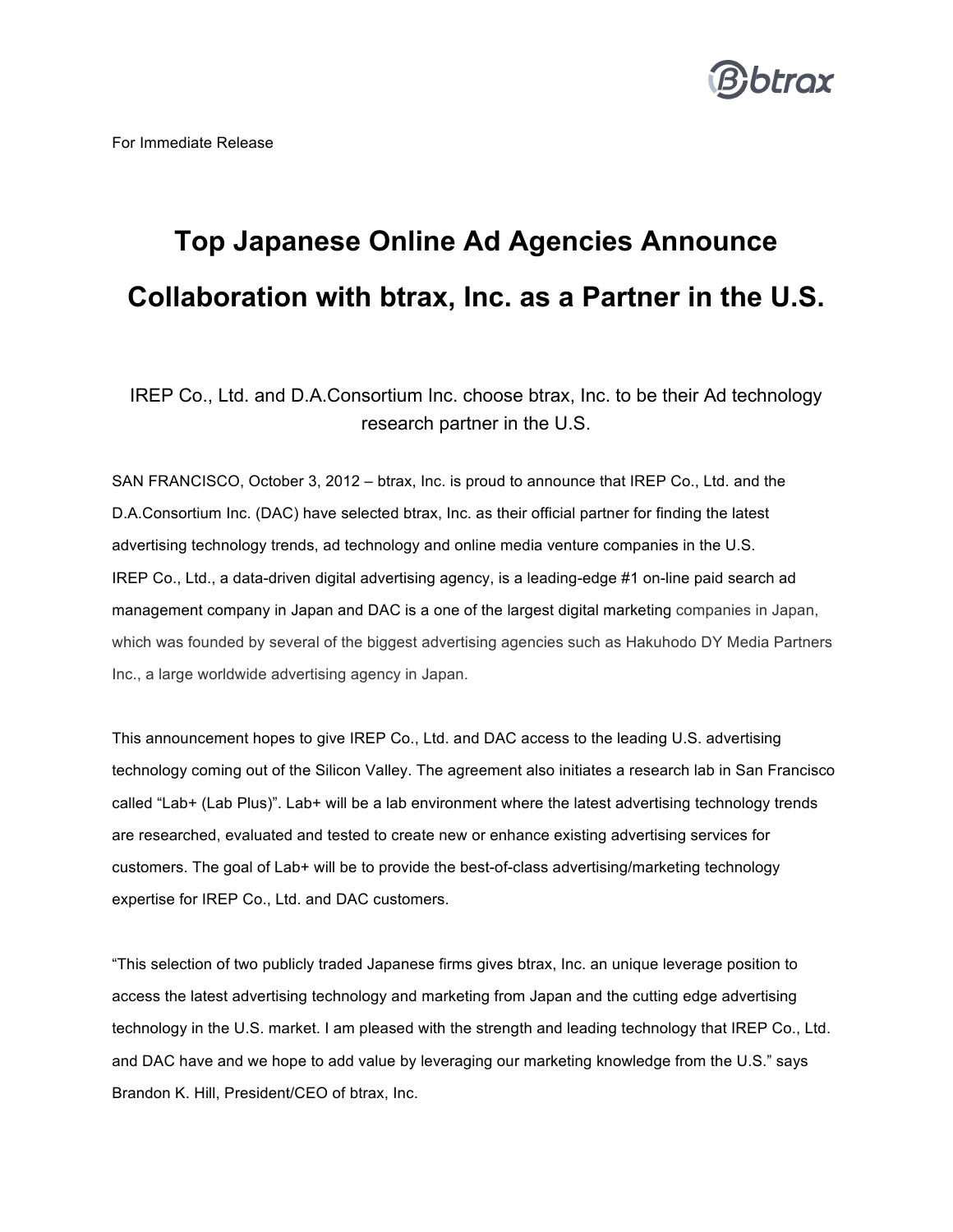For Immediate Release

# Top Japanese Online Ad Agencies Announce Collaboration with btrax, Inc. as a Partner in the U.S.

IREP Co., Ltd. and D.A.Consortium Inc. choose btrax, Inc. to be their Ad technology research partner in the U.S.

SAN FRANCISCO, October 3, 2012 – btrax, Inc. is proud to announce that IREP Co., Ltd. and the D.A.Consortium Inc. (DAC) have selected btrax, Inc. as their official partner for finding the latest advertising technology trends, ad technology and online media venture companies in the U.S. IREP Co., Ltd., a data-driven digital advertising agency, is a leading-edge #1 on-line paid search ad management company in Japan and DAC is a one of the largest digital marketing companies in Japan, which was founded by several of the biggest advertising agencies such as Hakuhodo DY Media Partners Inc., a large worldwide advertising agency in Japan.

This announcement hopes to give IREP Co., Ltd. and DAC access to the leading U.S. advertising technology coming out of the Silicon Valley. The agreement also initiates a research lab in San Francisco called "Lab+ (Lab Plus)". Lab+ will be a lab environment where the latest advertising technology trends are researched, evaluated and tested to create new or enhance existing advertising services for customers. The goal of Lab+ will be to provide the best-of-class advertising/marketing technology expertise for IREP Co., Ltd. and DAC customers.

"This selection of two publicly traded Japanese firms gives btrax, Inc. an unique leverage position to access the latest advertising technology and marketing from Japan and the cutting edge advertising technology in the U.S. market. I am pleased with the strength and leading technology that IREP Co., Ltd. and DAC have and we hope to add value by leveraging our marketing knowledge from the U.S." says Brandon K. Hill, President/CEO of btrax, Inc.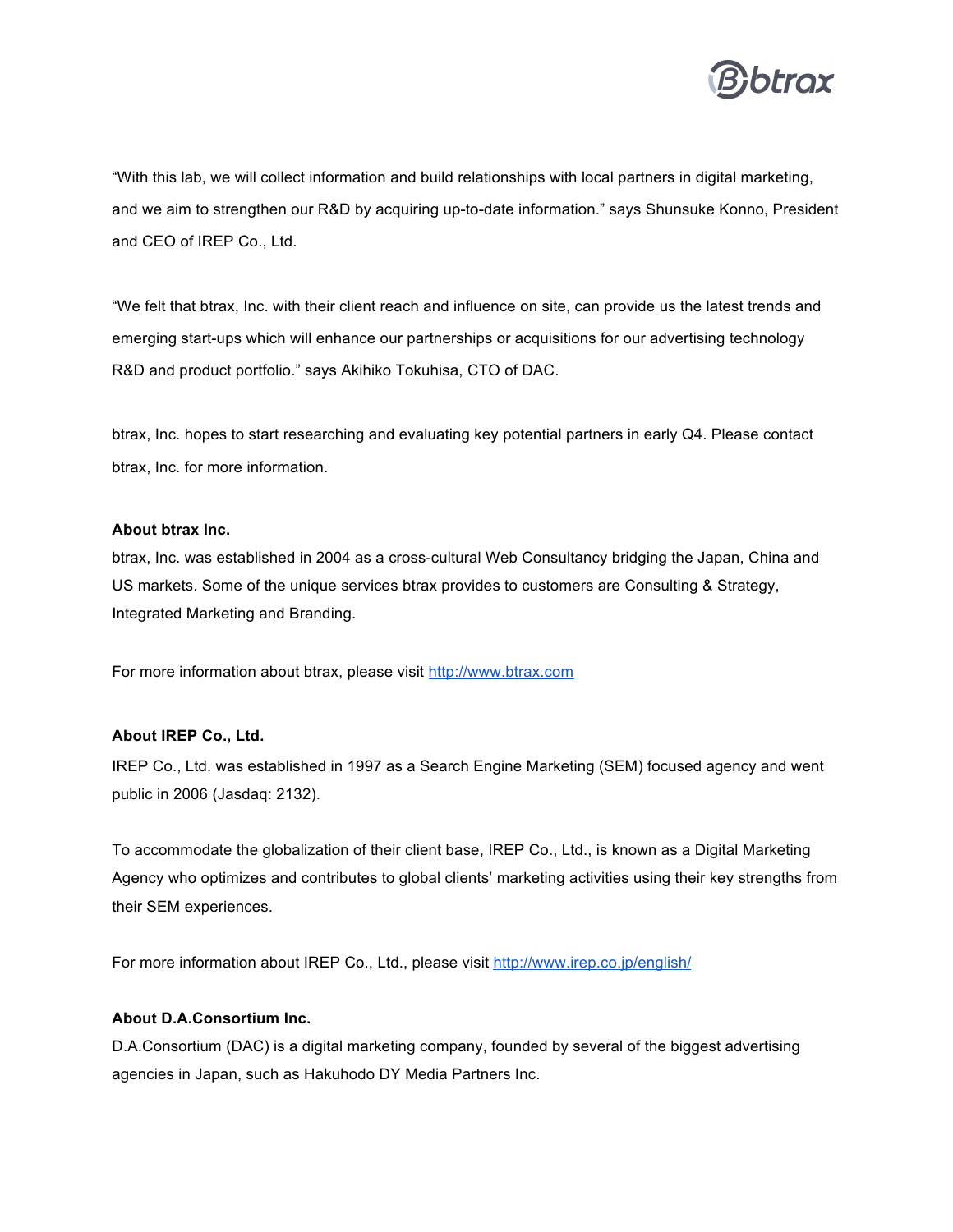“With this lab, we will collect information and build relationships with local partners in digital marketing, and we aim to strengthen our R&D by acquiring up-to-date information.” says Shunsuke Konno, President and CEO of IREP Co., Ltd.

“We felt that btrax, Inc. with their client reach and influence on site, can provide us the latest trends and emerging start-ups which will enhance our partnerships or acquisitions for our advertising technology R&D and product portfolio.” says Akihiko Tokuhisa, CTO of DAC.

btrax, Inc. hopes to start researching and evaluating key potential partners in early Q4. Please contact btrax, Inc. for more information.

**About btrax Inc.**
btrax, Inc. was established in 2004 as a cross-cultural Web Consultancy bridging the Japan, China and US markets. Some of the unique services btrax provides to customers are Consulting & Strategy, Integrated Marketing and Branding.

For more information about btrax, please visit [http://www.btrax.com](http://www.btrax.com)

**About IREP Co., Ltd.**
IREP Co., Ltd. was established in 1997 as a Search Engine Marketing (SEM) focused agency and went public in 2006 (Jasdaq: 2132).

To accommodate the globalization of their client base, IREP Co., Ltd., is known as a Digital Marketing Agency who optimizes and contributes to global clients’ marketing activities using their key strengths from their SEM experiences.

For more information about IREP Co., Ltd., please visit [http://www.irep.co.jp/english/](http://www.irep.co.jp/english/)

**About D.A.Consortium Inc.**
D.A.Consortium (DAC) is a digital marketing company, founded by several of the biggest advertising agencies in Japan, such as Hakuhodo DY Media Partners Inc.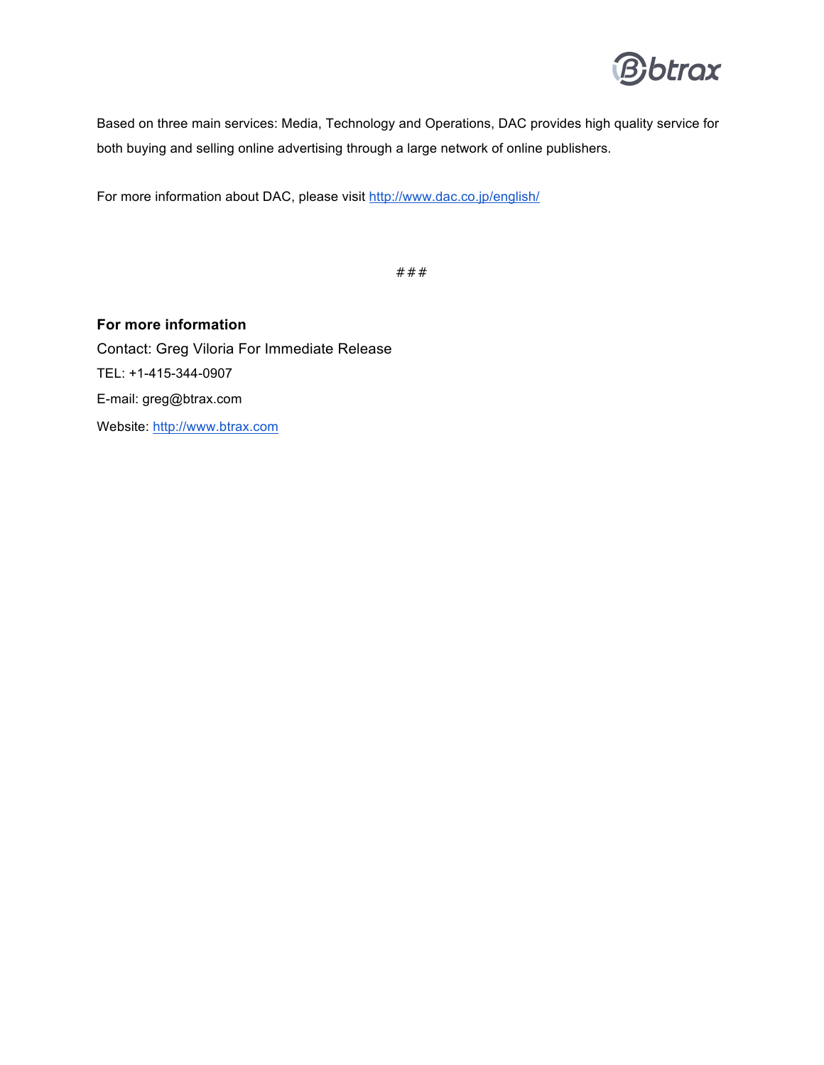Based on three main services: Media, Technology and Operations, DAC provides high quality service for both buying and selling online advertising through a large network of online publishers.

For more information about DAC, please visit http://www.dac.co.jp/english/

###

**For more information**

Contact: Greg Viloria For Immediate Release

TEL: +1-415-344-0907

E-mail: greg@btrax.com

Website: http://www.btrax.com